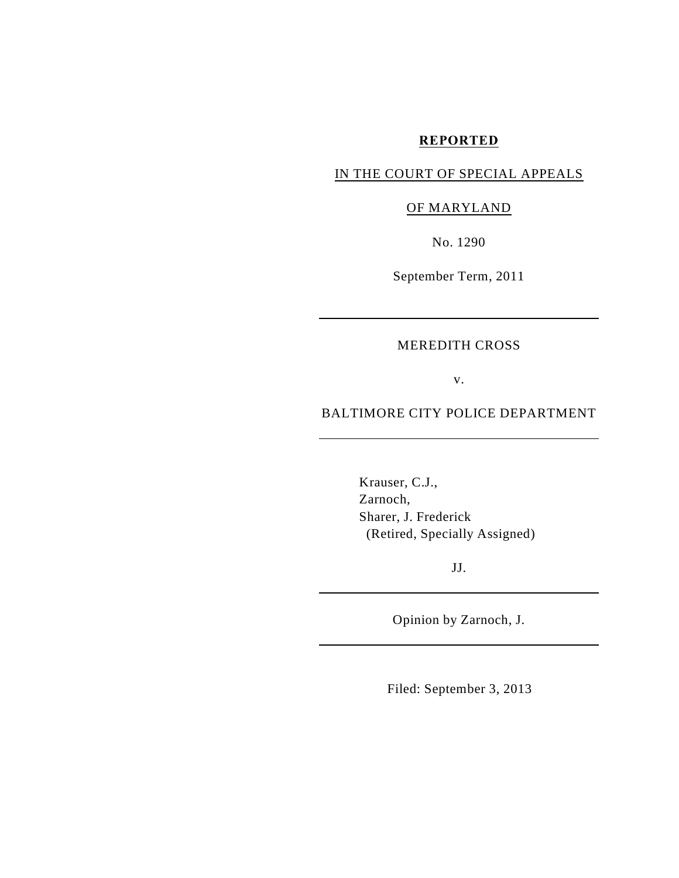**REPORTED**

IN THE COURT OF SPECIAL APPEALS

OF MARYLAND

No. 1290

September Term, 2011

---

MEREDITH CROSS

v.

BALTIMORE CITY POLICE DEPARTMENT

---

Krauser, C.J.,
Zarnoch,
Sharer, J. Frederick
(Retired, Specially Assigned)

JJ.

---

Opinion by Zarnoch, J.

---

Filed: September 3, 2013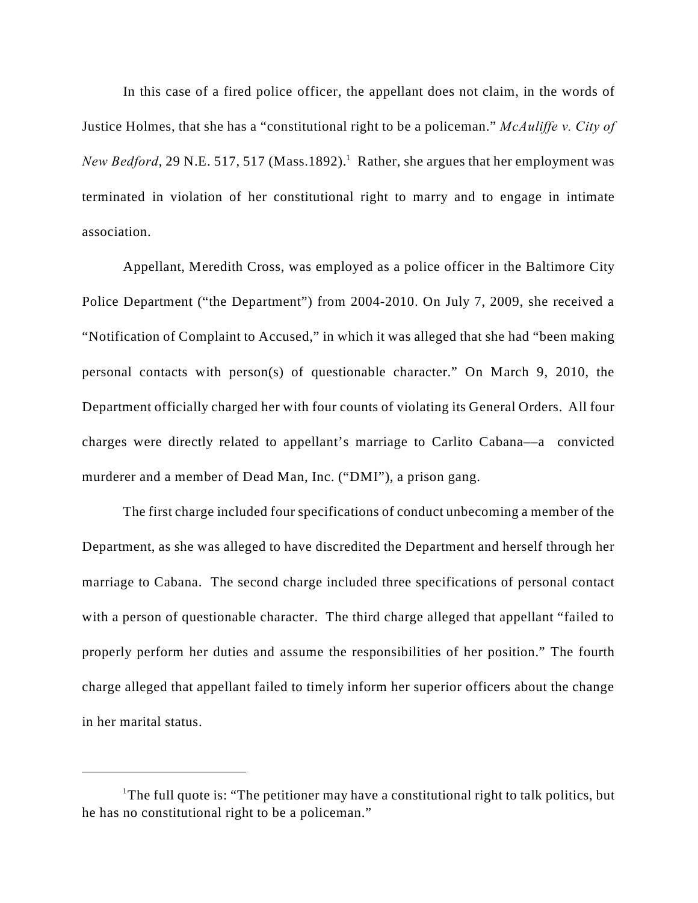In this case of a fired police officer, the appellant does not claim, in the words of Justice Holmes, that she has a "constitutional right to be a policeman." *McAuliffe v. City of New Bedford*, 29 N.E. 517, 517 (Mass.1892).[1] Rather, she argues that her employment was terminated in violation of her constitutional right to marry and to engage in intimate association.

Appellant, Meredith Cross, was employed as a police officer in the Baltimore City Police Department ("the Department") from 2004-2010. On July 7, 2009, she received a "Notification of Complaint to Accused," in which it was alleged that she had "been making personal contacts with person(s) of questionable character." On March 9, 2010, the Department officially charged her with four counts of violating its General Orders. All four charges were directly related to appellant's marriage to Carlito Cabana—a convicted murderer and a member of Dead Man, Inc. ("DMI"), a prison gang.

The first charge included four specifications of conduct unbecoming a member of the Department, as she was alleged to have discredited the Department and herself through her marriage to Cabana. The second charge included three specifications of personal contact with a person of questionable character. The third charge alleged that appellant "failed to properly perform her duties and assume the responsibilities of her position." The fourth charge alleged that appellant failed to timely inform her superior officers about the change in her marital status.

---

[1] The full quote is: "The petitioner may have a constitutional right to talk politics, but he has no constitutional right to be a policeman."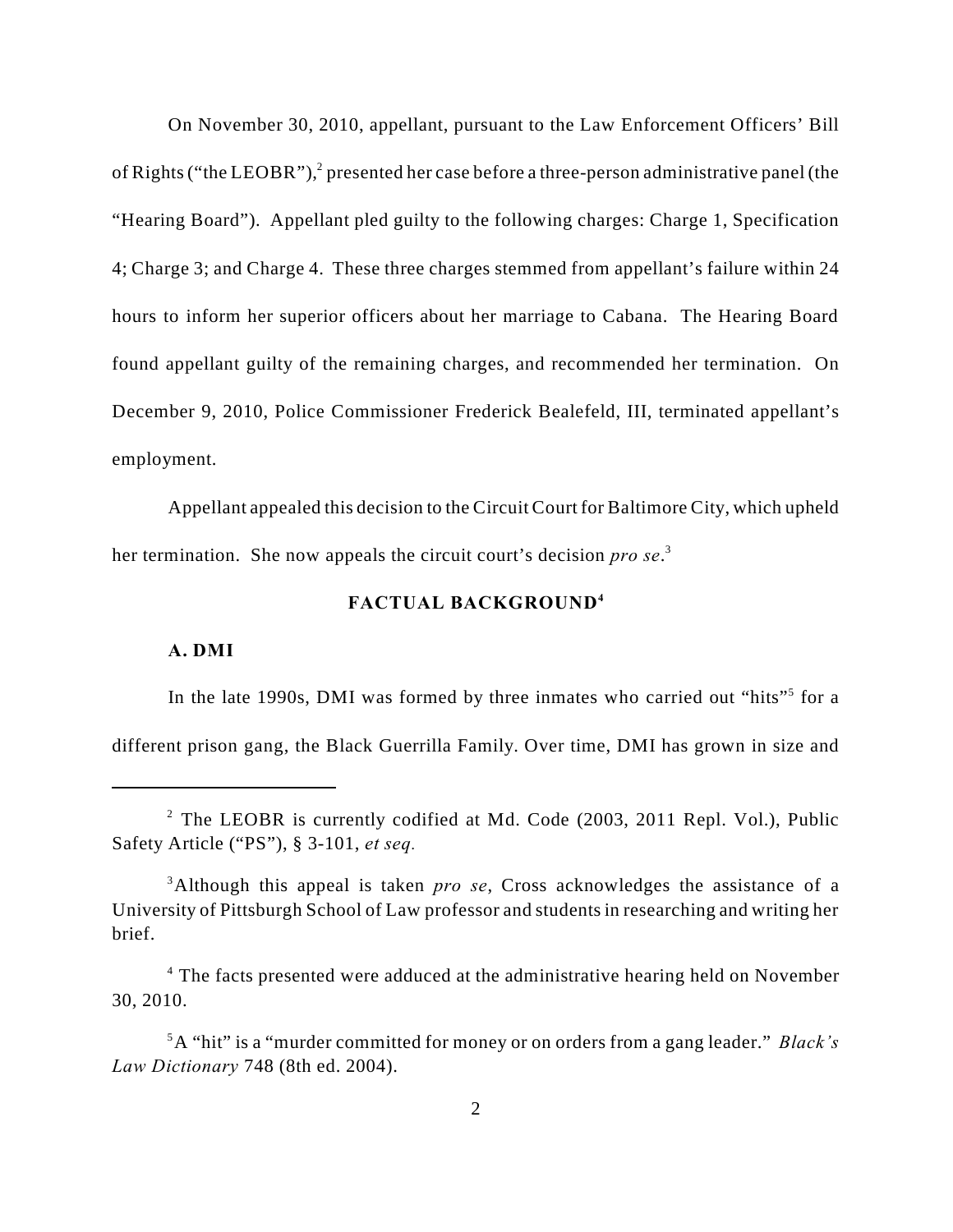On November 30, 2010, appellant, pursuant to the Law Enforcement Officers' Bill of Rights ("the LEOBR"),[2] presented her case before a three-person administrative panel (the "Hearing Board"). Appellant pled guilty to the following charges: Charge 1, Specification 4; Charge 3; and Charge 4. These three charges stemmed from appellant's failure within 24 hours to inform her superior officers about her marriage to Cabana. The Hearing Board found appellant guilty of the remaining charges, and recommended her termination. On December 9, 2010, Police Commissioner Frederick Bealefeld, III, terminated appellant's employment.

Appellant appealed this decision to the Circuit Court for Baltimore City, which upheld her termination. She now appeals the circuit court's decision *pro se*.[3]

## FACTUAL BACKGROUND[4]

### A. DMI

In the late 1990s, DMI was formed by three inmates who carried out "hits"[5] for a different prison gang, the Black Guerrilla Family. Over time, DMI has grown in size and

---

[2] The LEOBR is currently codified at Md. Code (2003, 2011 Repl. Vol.), Public Safety Article ("PS"), § 3-101, *et seq.*

[3] Although this appeal is taken *pro se*, Cross acknowledges the assistance of a University of Pittsburgh School of Law professor and students in researching and writing her brief.

[4] The facts presented were adduced at the administrative hearing held on November 30, 2010.

[5] A "hit" is a "murder committed for money or on orders from a gang leader." *Black's Law Dictionary* 748 (8th ed. 2004).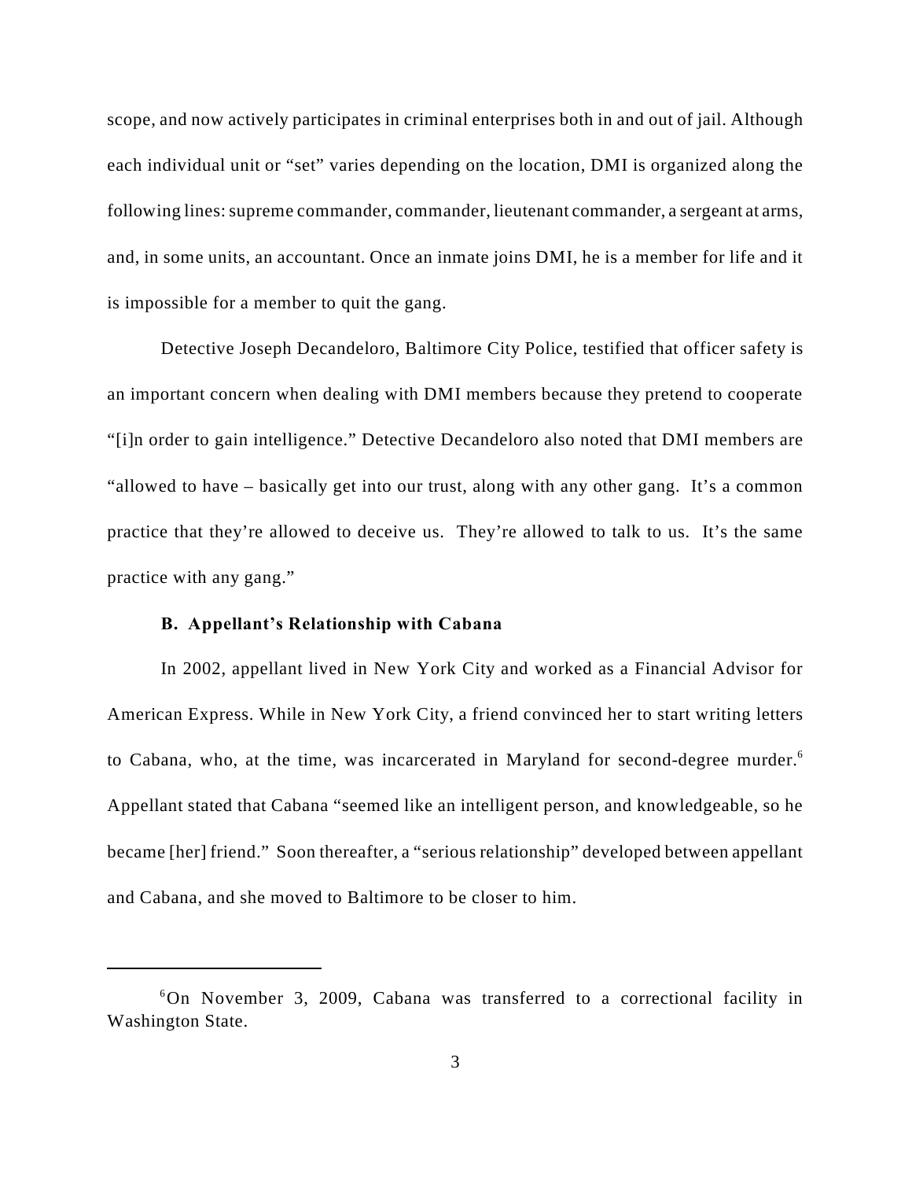scope, and now actively participates in criminal enterprises both in and out of jail. Although each individual unit or "set" varies depending on the location, DMI is organized along the following lines: supreme commander, commander, lieutenant commander, a sergeant at arms, and, in some units, an accountant. Once an inmate joins DMI, he is a member for life and it is impossible for a member to quit the gang.

Detective Joseph Decandeloro, Baltimore City Police, testified that officer safety is an important concern when dealing with DMI members because they pretend to cooperate "[i]n order to gain intelligence." Detective Decandeloro also noted that DMI members are "allowed to have – basically get into our trust, along with any other gang. It's a common practice that they're allowed to deceive us. They're allowed to talk to us. It's the same practice with any gang."

**B. Appellant's Relationship with Cabana**

In 2002, appellant lived in New York City and worked as a Financial Advisor for American Express. While in New York City, a friend convinced her to start writing letters to Cabana, who, at the time, was incarcerated in Maryland for second-degree murder.[6] Appellant stated that Cabana "seemed like an intelligent person, and knowledgeable, so he became [her] friend." Soon thereafter, a "serious relationship" developed between appellant and Cabana, and she moved to Baltimore to be closer to him.

---

[6] On November 3, 2009, Cabana was transferred to a correctional facility in Washington State.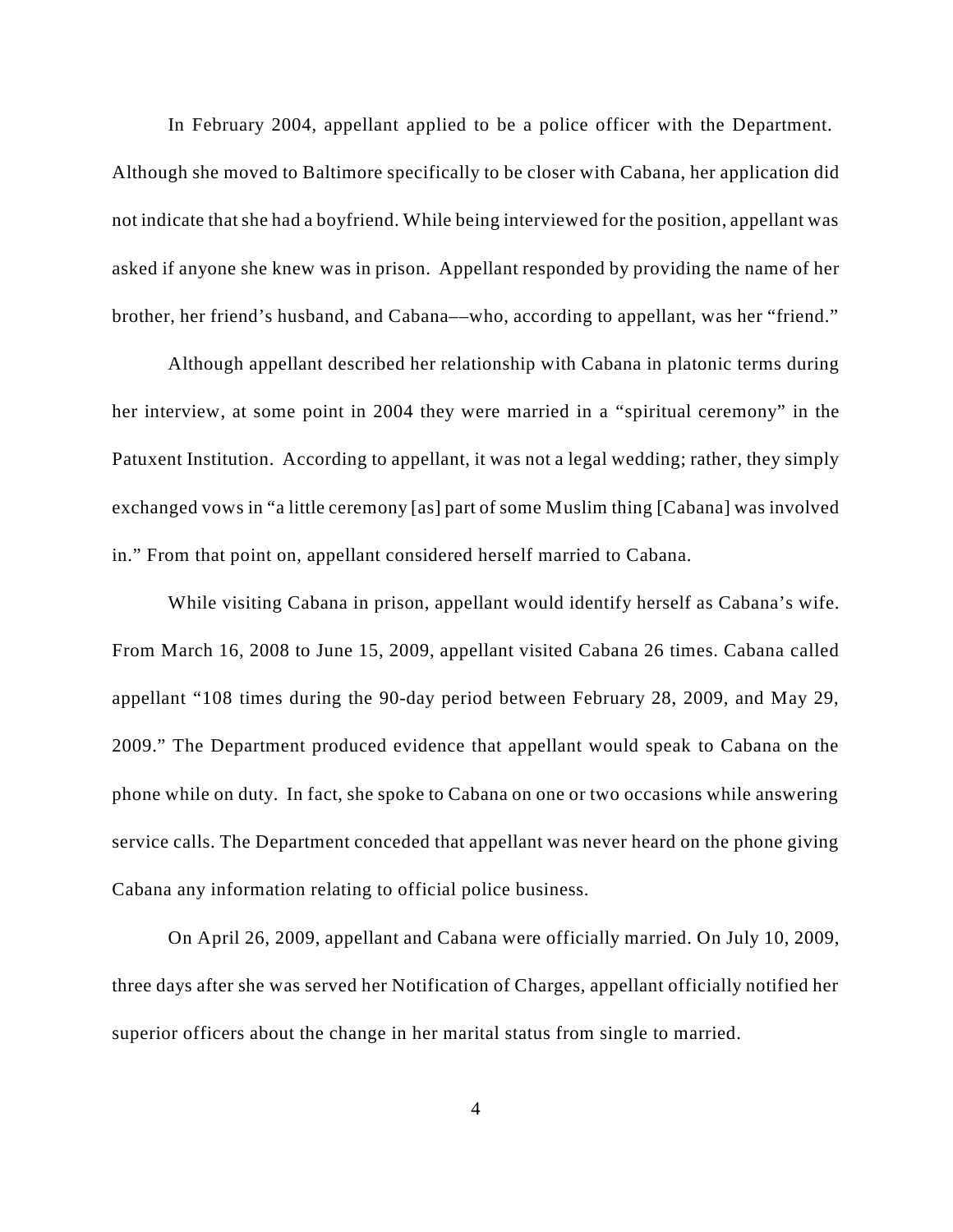In February 2004, appellant applied to be a police officer with the Department. Although she moved to Baltimore specifically to be closer with Cabana, her application did not indicate that she had a boyfriend. While being interviewed for the position, appellant was asked if anyone she knew was in prison. Appellant responded by providing the name of her brother, her friend's husband, and Cabana––who, according to appellant, was her "friend."

Although appellant described her relationship with Cabana in platonic terms during her interview, at some point in 2004 they were married in a "spiritual ceremony" in the Patuxent Institution. According to appellant, it was not a legal wedding; rather, they simply exchanged vows in "a little ceremony [as] part of some Muslim thing [Cabana] was involved in." From that point on, appellant considered herself married to Cabana.

While visiting Cabana in prison, appellant would identify herself as Cabana's wife. From March 16, 2008 to June 15, 2009, appellant visited Cabana 26 times. Cabana called appellant "108 times during the 90-day period between February 28, 2009, and May 29, 2009." The Department produced evidence that appellant would speak to Cabana on the phone while on duty. In fact, she spoke to Cabana on one or two occasions while answering service calls. The Department conceded that appellant was never heard on the phone giving Cabana any information relating to official police business.

On April 26, 2009, appellant and Cabana were officially married. On July 10, 2009, three days after she was served her Notification of Charges, appellant officially notified her superior officers about the change in her marital status from single to married.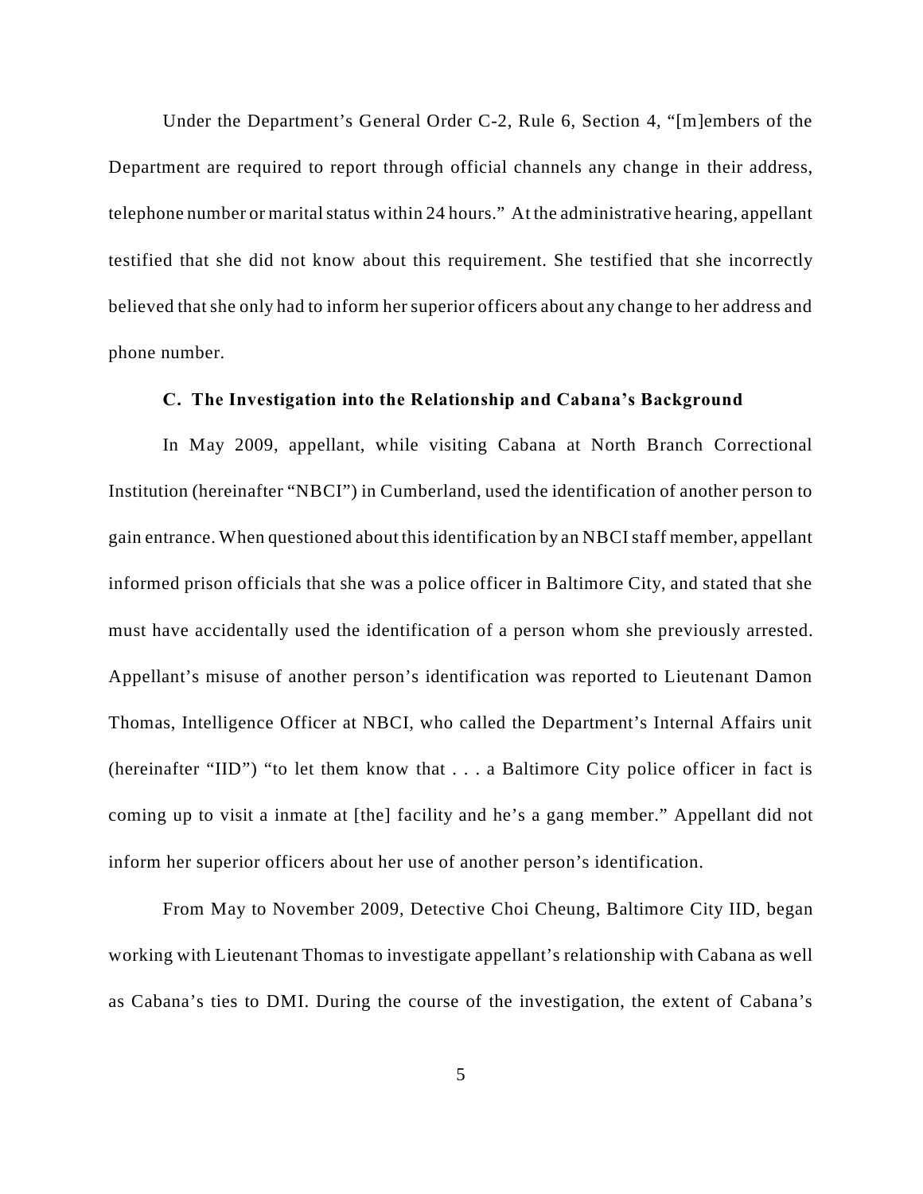Under the Department's General Order C-2, Rule 6, Section 4, "[m]embers of the Department are required to report through official channels any change in their address, telephone number or marital status within 24 hours." At the administrative hearing, appellant testified that she did not know about this requirement. She testified that she incorrectly believed that she only had to inform her superior officers about any change to her address and phone number.

### C. The Investigation into the Relationship and Cabana's Background

In May 2009, appellant, while visiting Cabana at North Branch Correctional Institution (hereinafter "NBCI") in Cumberland, used the identification of another person to gain entrance. When questioned about this identification by an NBCI staff member, appellant informed prison officials that she was a police officer in Baltimore City, and stated that she must have accidentally used the identification of a person whom she previously arrested. Appellant's misuse of another person's identification was reported to Lieutenant Damon Thomas, Intelligence Officer at NBCI, who called the Department's Internal Affairs unit (hereinafter "IID") "to let them know that . . . a Baltimore City police officer in fact is coming up to visit a inmate at [the] facility and he's a gang member." Appellant did not inform her superior officers about her use of another person's identification.

From May to November 2009, Detective Choi Cheung, Baltimore City IID, began working with Lieutenant Thomas to investigate appellant's relationship with Cabana as well as Cabana's ties to DMI. During the course of the investigation, the extent of Cabana's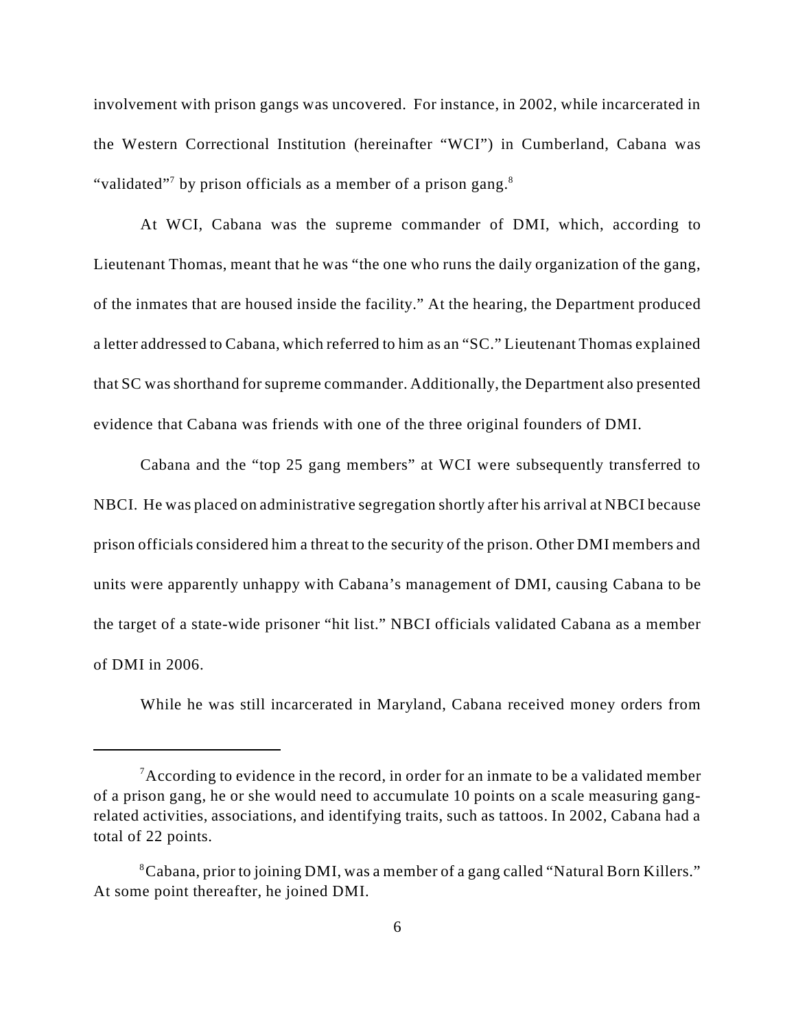involvement with prison gangs was uncovered. For instance, in 2002, while incarcerated in the Western Correctional Institution (hereinafter "WCI") in Cumberland, Cabana was "validated"[7] by prison officials as a member of a prison gang.[8]

At WCI, Cabana was the supreme commander of DMI, which, according to Lieutenant Thomas, meant that he was "the one who runs the daily organization of the gang, of the inmates that are housed inside the facility." At the hearing, the Department produced a letter addressed to Cabana, which referred to him as an "SC." Lieutenant Thomas explained that SC was shorthand for supreme commander. Additionally, the Department also presented evidence that Cabana was friends with one of the three original founders of DMI.

Cabana and the "top 25 gang members" at WCI were subsequently transferred to NBCI. He was placed on administrative segregation shortly after his arrival at NBCI because prison officials considered him a threat to the security of the prison. Other DMI members and units were apparently unhappy with Cabana's management of DMI, causing Cabana to be the target of a state-wide prisoner "hit list." NBCI officials validated Cabana as a member of DMI in 2006.

While he was still incarcerated in Maryland, Cabana received money orders from

---

[7] According to evidence in the record, in order for an inmate to be a validated member of a prison gang, he or she would need to accumulate 10 points on a scale measuring gang-related activities, associations, and identifying traits, such as tattoos. In 2002, Cabana had a total of 22 points.

[8] Cabana, prior to joining DMI, was a member of a gang called "Natural Born Killers." At some point thereafter, he joined DMI.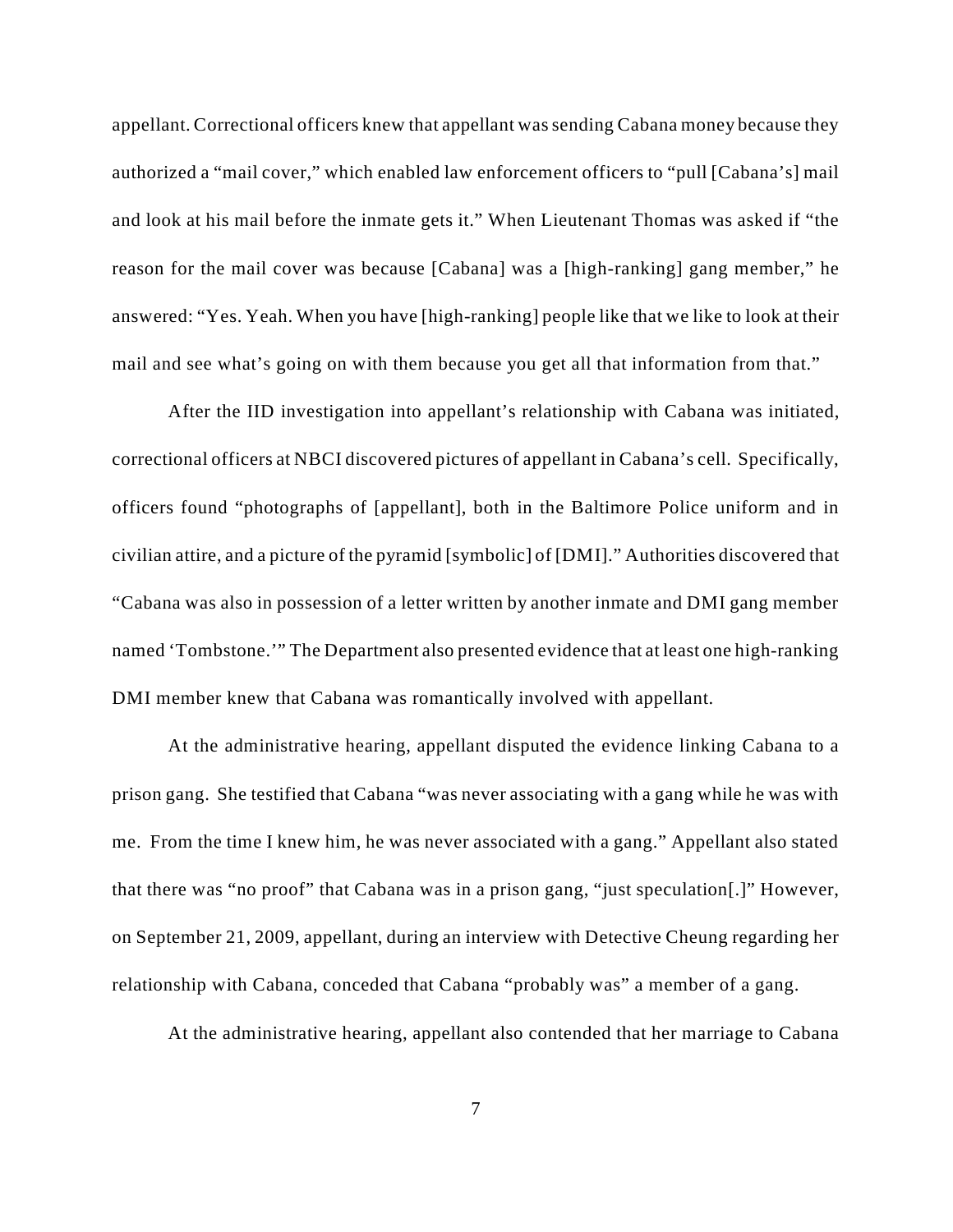appellant. Correctional officers knew that appellant was sending Cabana money because they authorized a "mail cover," which enabled law enforcement officers to "pull [Cabana's] mail and look at his mail before the inmate gets it." When Lieutenant Thomas was asked if "the reason for the mail cover was because [Cabana] was a [high-ranking] gang member," he answered: "Yes. Yeah. When you have [high-ranking] people like that we like to look at their mail and see what's going on with them because you get all that information from that."

After the IID investigation into appellant's relationship with Cabana was initiated, correctional officers at NBCI discovered pictures of appellant in Cabana's cell. Specifically, officers found "photographs of [appellant], both in the Baltimore Police uniform and in civilian attire, and a picture of the pyramid [symbolic] of [DMI]." Authorities discovered that "Cabana was also in possession of a letter written by another inmate and DMI gang member named 'Tombstone.'" The Department also presented evidence that at least one high-ranking DMI member knew that Cabana was romantically involved with appellant.

At the administrative hearing, appellant disputed the evidence linking Cabana to a prison gang. She testified that Cabana "was never associating with a gang while he was with me. From the time I knew him, he was never associated with a gang." Appellant also stated that there was "no proof" that Cabana was in a prison gang, "just speculation[.]" However, on September 21, 2009, appellant, during an interview with Detective Cheung regarding her relationship with Cabana, conceded that Cabana "probably was" a member of a gang.

At the administrative hearing, appellant also contended that her marriage to Cabana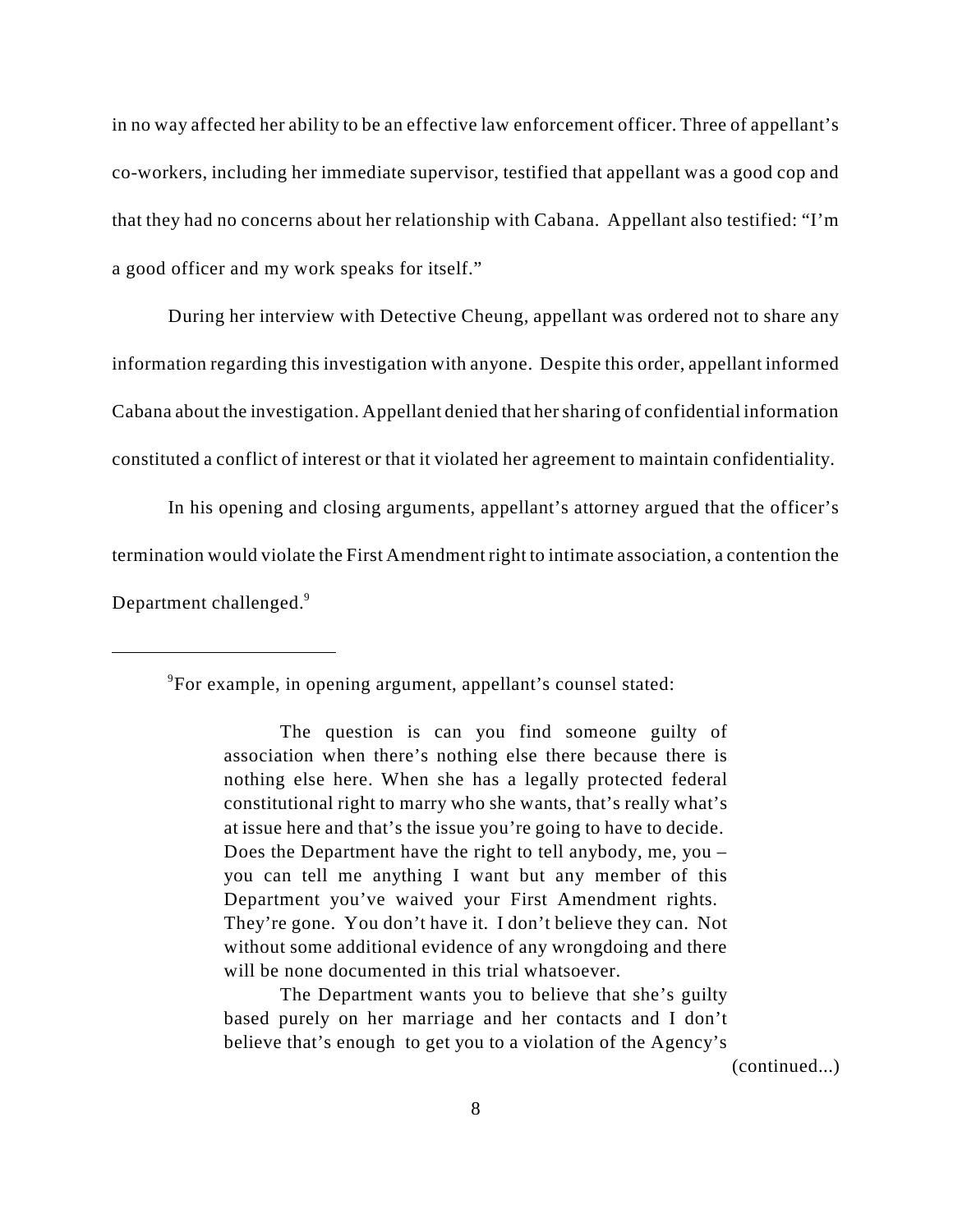in no way affected her ability to be an effective law enforcement officer. Three of appellant's co-workers, including her immediate supervisor, testified that appellant was a good cop and that they had no concerns about her relationship with Cabana. Appellant also testified: "I'm a good officer and my work speaks for itself."

During her interview with Detective Cheung, appellant was ordered not to share any information regarding this investigation with anyone. Despite this order, appellant informed Cabana about the investigation. Appellant denied that her sharing of confidential information constituted a conflict of interest or that it violated her agreement to maintain confidentiality.

In his opening and closing arguments, appellant's attorney argued that the officer's termination would violate the First Amendment right to intimate association, a contention the Department challenged.[9]

---

[9]For example, in opening argument, appellant's counsel stated:

> The question is can you find someone guilty of association when there's nothing else there because there is nothing else here. When she has a legally protected federal constitutional right to marry who she wants, that's really what's at issue here and that's the issue you're going to have to decide. Does the Department have the right to tell anybody, me, you – you can tell me anything I want but any member of this Department you've waived your First Amendment rights. They're gone. You don't have it. I don't believe they can. Not without some additional evidence of any wrongdoing and there will be none documented in this trial whatsoever.
>
> The Department wants you to believe that she's guilty based purely on her marriage and her contacts and I don't believe that's enough to get you to a violation of the Agency's

(continued...)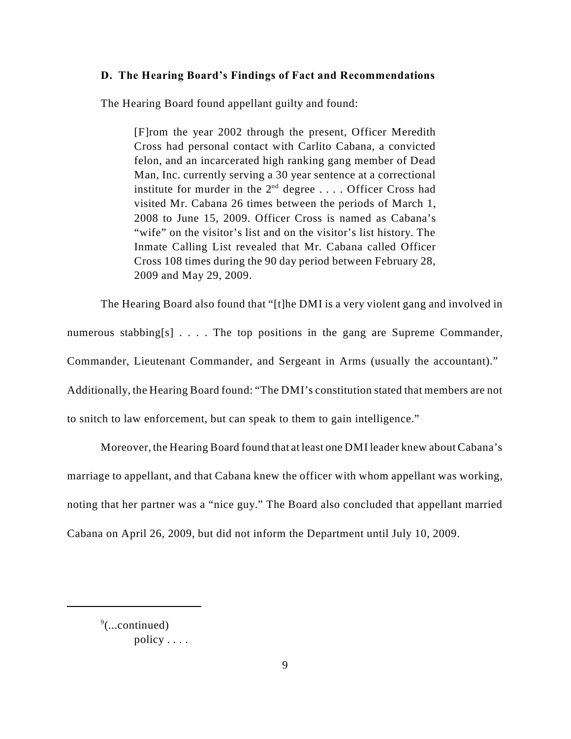**D. The Hearing Board's Findings of Fact and Recommendations**

The Hearing Board found appellant guilty and found:

> [F]rom the year 2002 through the present, Officer Meredith Cross had personal contact with Carlito Cabana, a convicted felon, and an incarcerated high ranking gang member of Dead Man, Inc. currently serving a 30 year sentence at a correctional institute for murder in the 2nd degree . . . . Officer Cross had visited Mr. Cabana 26 times between the periods of March 1, 2008 to June 15, 2009. Officer Cross is named as Cabana's "wife" on the visitor's list and on the visitor's list history. The Inmate Calling List revealed that Mr. Cabana called Officer Cross 108 times during the 90 day period between February 28, 2009 and May 29, 2009.

The Hearing Board also found that "[t]he DMI is a very violent gang and involved in numerous stabbing[s] . . . . The top positions in the gang are Supreme Commander, Commander, Lieutenant Commander, and Sergeant in Arms (usually the accountant)." Additionally, the Hearing Board found: "The DMI's constitution stated that members are not to snitch to law enforcement, but can speak to them to gain intelligence."

Moreover, the Hearing Board found that at least one DMI leader knew about Cabana's marriage to appellant, and that Cabana knew the officer with whom appellant was working, noting that her partner was a "nice guy." The Board also concluded that appellant married Cabana on April 26, 2009, but did not inform the Department until July 10, 2009.

---

[9](...continued)
policy . . . .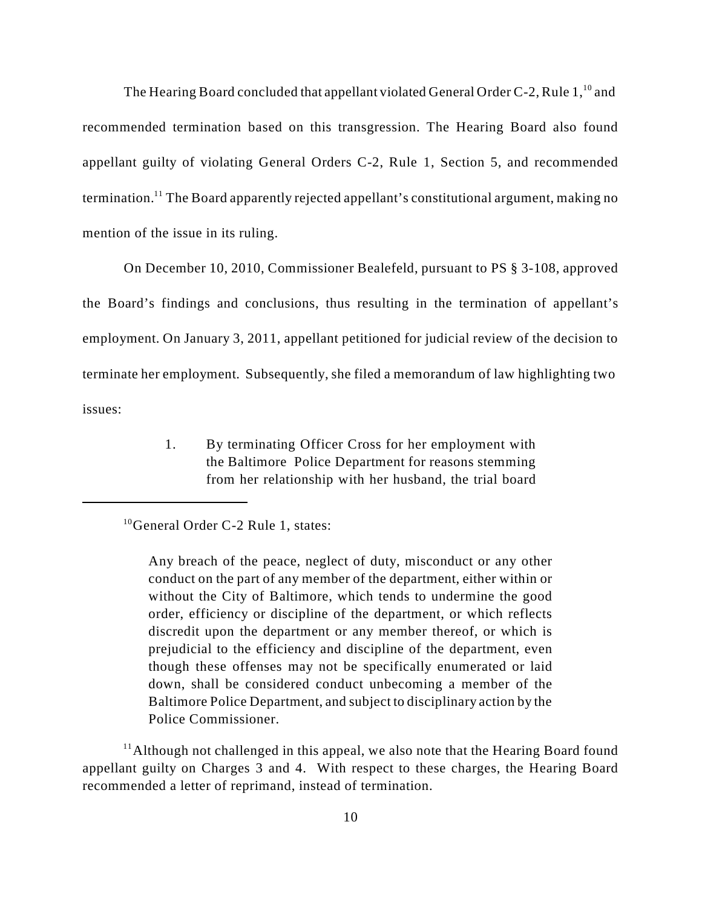The Hearing Board concluded that appellant violated General Order C-2, Rule 1,[10] and recommended termination based on this transgression. The Hearing Board also found appellant guilty of violating General Orders C-2, Rule 1, Section 5, and recommended termination.[11] The Board apparently rejected appellant's constitutional argument, making no mention of the issue in its ruling.

On December 10, 2010, Commissioner Bealefeld, pursuant to PS § 3-108, approved the Board's findings and conclusions, thus resulting in the termination of appellant's employment. On January 3, 2011, appellant petitioned for judicial review of the decision to terminate her employment. Subsequently, she filed a memorandum of law highlighting two issues:

> 1. By terminating Officer Cross for her employment with the Baltimore Police Department for reasons stemming from her relationship with her husband, the trial board

---

[10] General Order C-2 Rule 1, states:

> Any breach of the peace, neglect of duty, misconduct or any other conduct on the part of any member of the department, either within or without the City of Baltimore, which tends to undermine the good order, efficiency or discipline of the department, or which reflects discredit upon the department or any member thereof, or which is prejudicial to the efficiency and discipline of the department, even though these offenses may not be specifically enumerated or laid down, shall be considered conduct unbecoming a member of the Baltimore Police Department, and subject to disciplinary action by the Police Commissioner.

[11] Although not challenged in this appeal, we also note that the Hearing Board found appellant guilty on Charges 3 and 4. With respect to these charges, the Hearing Board recommended a letter of reprimand, instead of termination.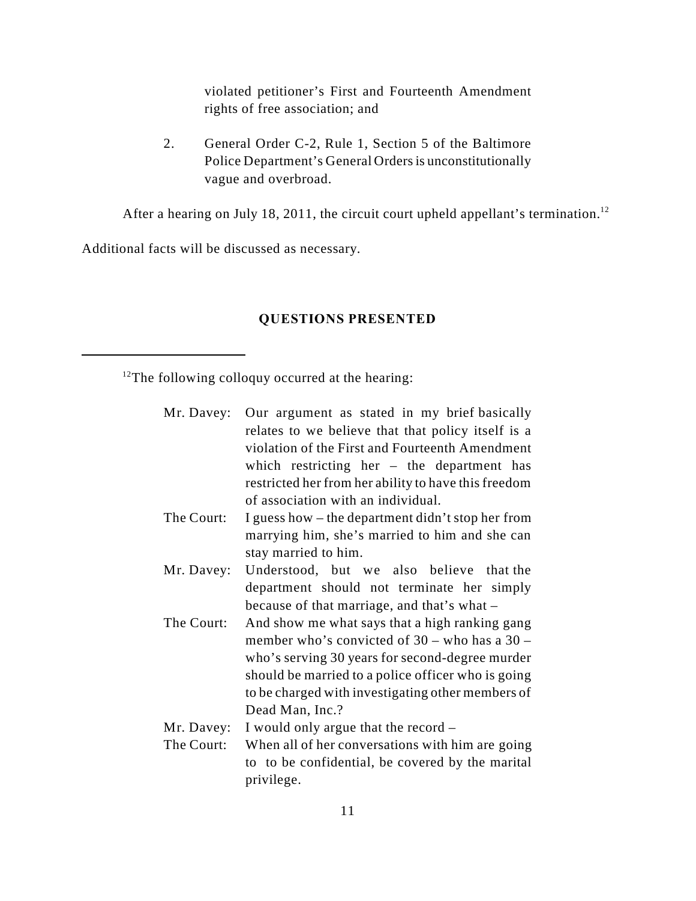violated petitioner's First and Fourteenth Amendment rights of free association; and

2. General Order C-2, Rule 1, Section 5 of the Baltimore Police Department's General Orders is unconstitutionally vague and overbroad.

After a hearing on July 18, 2011, the circuit court upheld appellant's termination.[12]

Additional facts will be discussed as necessary.

## QUESTIONS PRESENTED

---

[12]The following colloquy occurred at the hearing:

| | |
|---|---|
| Mr. Davey: | Our argument as stated in my brief basically relates to we believe that that policy itself is a violation of the First and Fourteenth Amendment which restricting her – the department has restricted her from her ability to have this freedom of association with an individual. |
| The Court: | I guess how – the department didn't stop her from marrying him, she's married to him and she can stay married to him. |
| Mr. Davey: | Understood, but we also believe that the department should not terminate her simply because of that marriage, and that's what – |
| The Court: | And show me what says that a high ranking gang member who's convicted of 30 – who has a 30 – who's serving 30 years for second-degree murder should be married to a police officer who is going to be charged with investigating other members of Dead Man, Inc.? |
| Mr. Davey: | I would only argue that the record – |
| The Court: | When all of her conversations with him are going to to be confidential, be covered by the marital privilege. |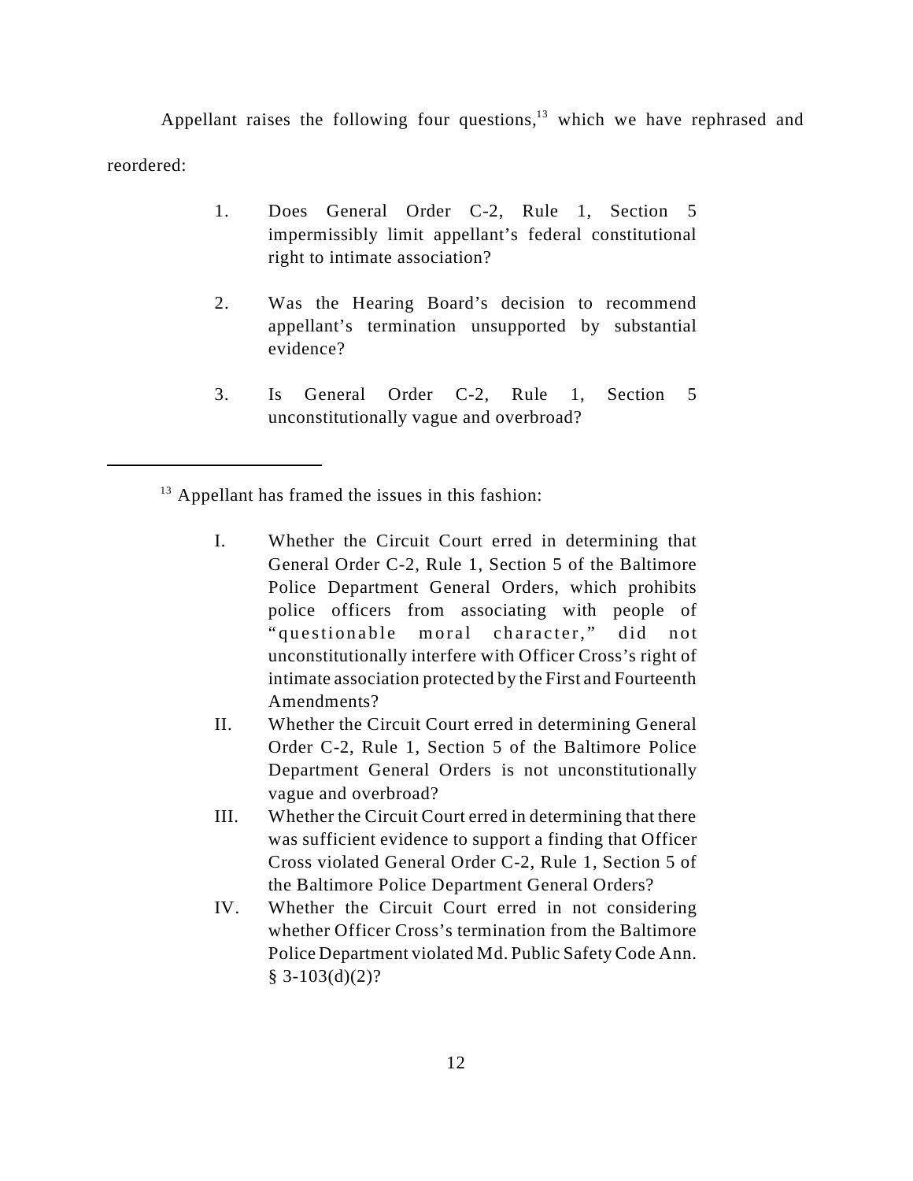Appellant raises the following four questions,[13] which we have rephrased and reordered:

1. Does General Order C-2, Rule 1, Section 5 impermissibly limit appellant's federal constitutional right to intimate association?

2. Was the Hearing Board's decision to recommend appellant's termination unsupported by substantial evidence?

3. Is General Order C-2, Rule 1, Section 5 unconstitutionally vague and overbroad?

---

[13] Appellant has framed the issues in this fashion:

I. Whether the Circuit Court erred in determining that General Order C-2, Rule 1, Section 5 of the Baltimore Police Department General Orders, which prohibits police officers from associating with people of "questionable moral character," did not unconstitutionally interfere with Officer Cross's right of intimate association protected by the First and Fourteenth Amendments?

II. Whether the Circuit Court erred in determining General Order C-2, Rule 1, Section 5 of the Baltimore Police Department General Orders is not unconstitutionally vague and overbroad?

III. Whether the Circuit Court erred in determining that there was sufficient evidence to support a finding that Officer Cross violated General Order C-2, Rule 1, Section 5 of the Baltimore Police Department General Orders?

IV. Whether the Circuit Court erred in not considering whether Officer Cross's termination from the Baltimore Police Department violated Md. Public Safety Code Ann. § 3-103(d)(2)?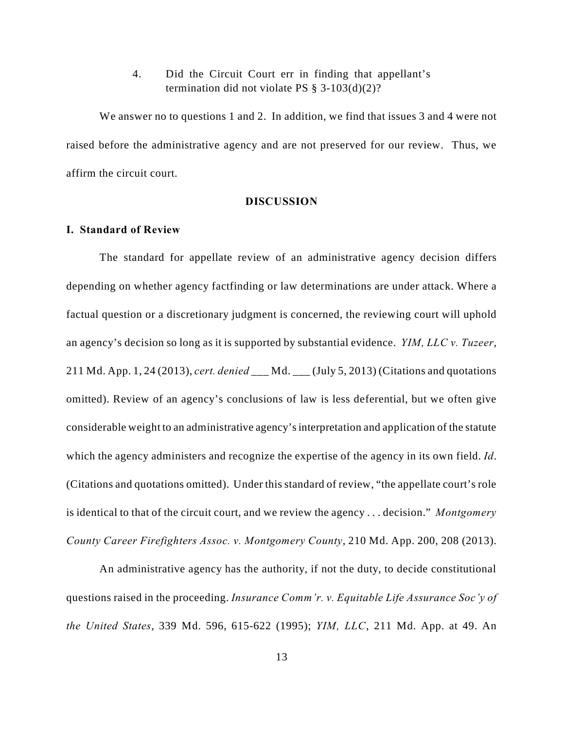4. Did the Circuit Court err in finding that appellant's termination did not violate PS § 3-103(d)(2)?

We answer no to questions 1 and 2. In addition, we find that issues 3 and 4 were not raised before the administrative agency and are not preserved for our review. Thus, we affirm the circuit court.

## DISCUSSION

### I. Standard of Review

The standard for appellate review of an administrative agency decision differs depending on whether agency factfinding or law determinations are under attack. Where a factual question or a discretionary judgment is concerned, the reviewing court will uphold an agency's decision so long as it is supported by substantial evidence. *YIM, LLC v. Tuzeer*, 211 Md. App. 1, 24 (2013), *cert. denied* ___ Md. ___ (July 5, 2013) (Citations and quotations omitted). Review of an agency's conclusions of law is less deferential, but we often give considerable weight to an administrative agency's interpretation and application of the statute which the agency administers and recognize the expertise of the agency in its own field. *Id*. (Citations and quotations omitted). Under this standard of review, "the appellate court's role is identical to that of the circuit court, and we review the agency . . . decision." *Montgomery County Career Firefighters Assoc. v. Montgomery County*, 210 Md. App. 200, 208 (2013).

An administrative agency has the authority, if not the duty, to decide constitutional questions raised in the proceeding. *Insurance Comm'r. v. Equitable Life Assurance Soc'y of the United States*, 339 Md. 596, 615-622 (1995); *YIM, LLC*, 211 Md. App. at 49. An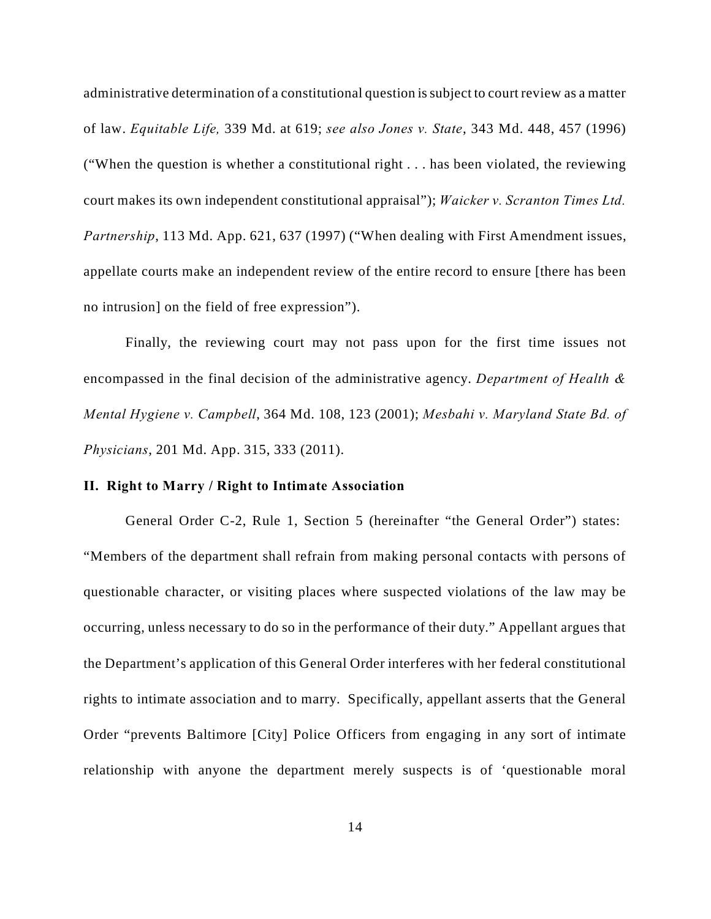administrative determination of a constitutional question is subject to court review as a matter of law. *Equitable Life,* 339 Md. at 619; *see also Jones v. State*, 343 Md. 448, 457 (1996) ("When the question is whether a constitutional right . . . has been violated, the reviewing court makes its own independent constitutional appraisal"); *Waicker v. Scranton Times Ltd. Partnership*, 113 Md. App. 621, 637 (1997) ("When dealing with First Amendment issues, appellate courts make an independent review of the entire record to ensure [there has been no intrusion] on the field of free expression").

Finally, the reviewing court may not pass upon for the first time issues not encompassed in the final decision of the administrative agency. *Department of Health & Mental Hygiene v. Campbell*, 364 Md. 108, 123 (2001); *Mesbahi v. Maryland State Bd. of Physicians*, 201 Md. App. 315, 333 (2011).

## II. Right to Marry / Right to Intimate Association

General Order C-2, Rule 1, Section 5 (hereinafter "the General Order") states: "Members of the department shall refrain from making personal contacts with persons of questionable character, or visiting places where suspected violations of the law may be occurring, unless necessary to do so in the performance of their duty." Appellant argues that the Department's application of this General Order interferes with her federal constitutional rights to intimate association and to marry. Specifically, appellant asserts that the General Order "prevents Baltimore [City] Police Officers from engaging in any sort of intimate relationship with anyone the department merely suspects is of 'questionable moral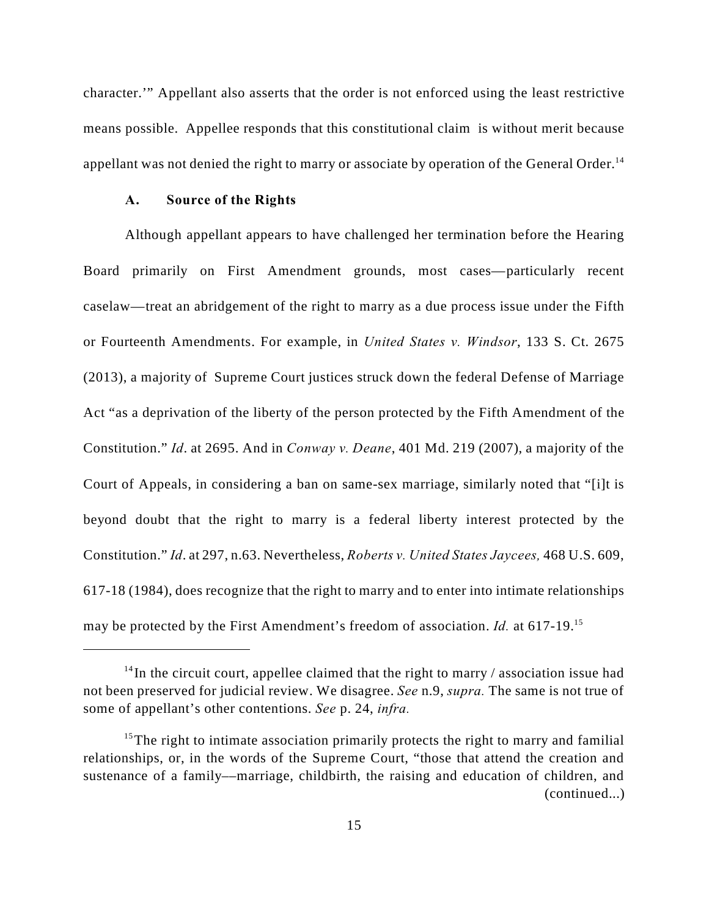character.'" Appellant also asserts that the order is not enforced using the least restrictive means possible. Appellee responds that this constitutional claim is without merit because appellant was not denied the right to marry or associate by operation of the General Order.[14]

### A. Source of the Rights

Although appellant appears to have challenged her termination before the Hearing Board primarily on First Amendment grounds, most cases—particularly recent caselaw—treat an abridgement of the right to marry as a due process issue under the Fifth or Fourteenth Amendments. For example, in *United States v. Windsor*, 133 S. Ct. 2675 (2013), a majority of Supreme Court justices struck down the federal Defense of Marriage Act "as a deprivation of the liberty of the person protected by the Fifth Amendment of the Constitution." *Id*. at 2695. And in *Conway v. Deane*, 401 Md. 219 (2007), a majority of the Court of Appeals, in considering a ban on same-sex marriage, similarly noted that "[i]t is beyond doubt that the right to marry is a federal liberty interest protected by the Constitution." *Id*. at 297, n.63. Nevertheless, *Roberts v. United States Jaycees,* 468 U.S. 609, 617-18 (1984), does recognize that the right to marry and to enter into intimate relationships may be protected by the First Amendment's freedom of association. *Id.* at 617-19.[15]

---

[14] In the circuit court, appellee claimed that the right to marry / association issue had not been preserved for judicial review. We disagree. *See* n.9, *supra.* The same is not true of some of appellant's other contentions. *See* p. 24, *infra.*

[15] The right to intimate association primarily protects the right to marry and familial relationships, or, in the words of the Supreme Court, "those that attend the creation and sustenance of a family––marriage, childbirth, the raising and education of children, and (continued...)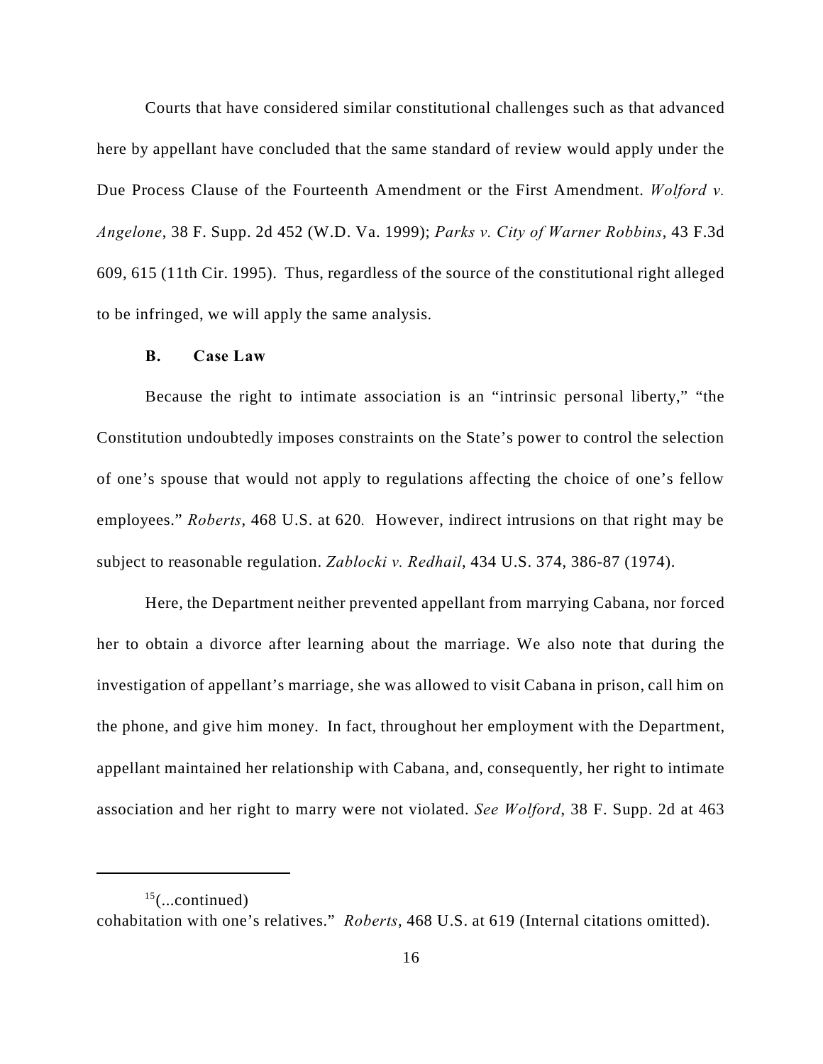Courts that have considered similar constitutional challenges such as that advanced here by appellant have concluded that the same standard of review would apply under the Due Process Clause of the Fourteenth Amendment or the First Amendment. *Wolford v. Angelone*, 38 F. Supp. 2d 452 (W.D. Va. 1999); *Parks v. City of Warner Robbins*, 43 F.3d 609, 615 (11th Cir. 1995). Thus, regardless of the source of the constitutional right alleged to be infringed, we will apply the same analysis.

**B. Case Law**

Because the right to intimate association is an "intrinsic personal liberty," "the Constitution undoubtedly imposes constraints on the State's power to control the selection of one's spouse that would not apply to regulations affecting the choice of one's fellow employees." *Roberts*, 468 U.S. at 620. However, indirect intrusions on that right may be subject to reasonable regulation. *Zablocki v. Redhail*, 434 U.S. 374, 386-87 (1974).

Here, the Department neither prevented appellant from marrying Cabana, nor forced her to obtain a divorce after learning about the marriage. We also note that during the investigation of appellant's marriage, she was allowed to visit Cabana in prison, call him on the phone, and give him money. In fact, throughout her employment with the Department, appellant maintained her relationship with Cabana, and, consequently, her right to intimate association and her right to marry were not violated. *See Wolford*, 38 F. Supp. 2d at 463

---

[15](...continued)
cohabitation with one's relatives." *Roberts*, 468 U.S. at 619 (Internal citations omitted).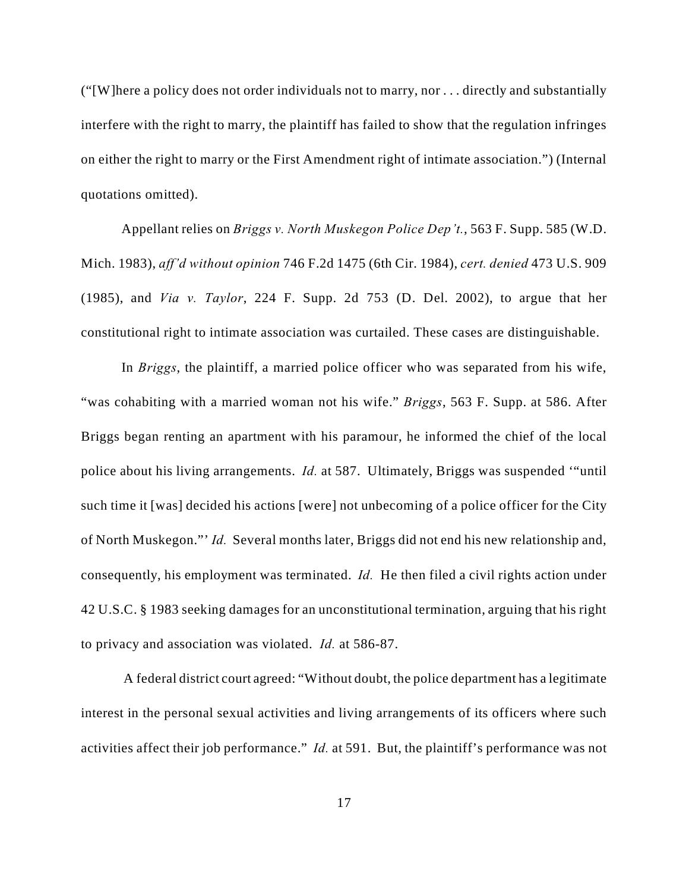("[W]here a policy does not order individuals not to marry, nor . . . directly and substantially interfere with the right to marry, the plaintiff has failed to show that the regulation infringes on either the right to marry or the First Amendment right of intimate association.") (Internal quotations omitted).

Appellant relies on *Briggs v. North Muskegon Police Dep't.*, 563 F. Supp. 585 (W.D. Mich. 1983), *aff'd without opinion* 746 F.2d 1475 (6th Cir. 1984), *cert. denied* 473 U.S. 909 (1985), and *Via v. Taylor*, 224 F. Supp. 2d 753 (D. Del. 2002), to argue that her constitutional right to intimate association was curtailed. These cases are distinguishable.

In *Briggs*, the plaintiff, a married police officer who was separated from his wife, "was cohabiting with a married woman not his wife." *Briggs*, 563 F. Supp. at 586. After Briggs began renting an apartment with his paramour, he informed the chief of the local police about his living arrangements. *Id.* at 587. Ultimately, Briggs was suspended '"until such time it [was] decided his actions [were] not unbecoming of a police officer for the City of North Muskegon."' *Id.* Several months later, Briggs did not end his new relationship and, consequently, his employment was terminated. *Id.* He then filed a civil rights action under 42 U.S.C. § 1983 seeking damages for an unconstitutional termination, arguing that his right to privacy and association was violated. *Id.* at 586-87.

A federal district court agreed: "Without doubt, the police department has a legitimate interest in the personal sexual activities and living arrangements of its officers where such activities affect their job performance." *Id.* at 591. But, the plaintiff's performance was not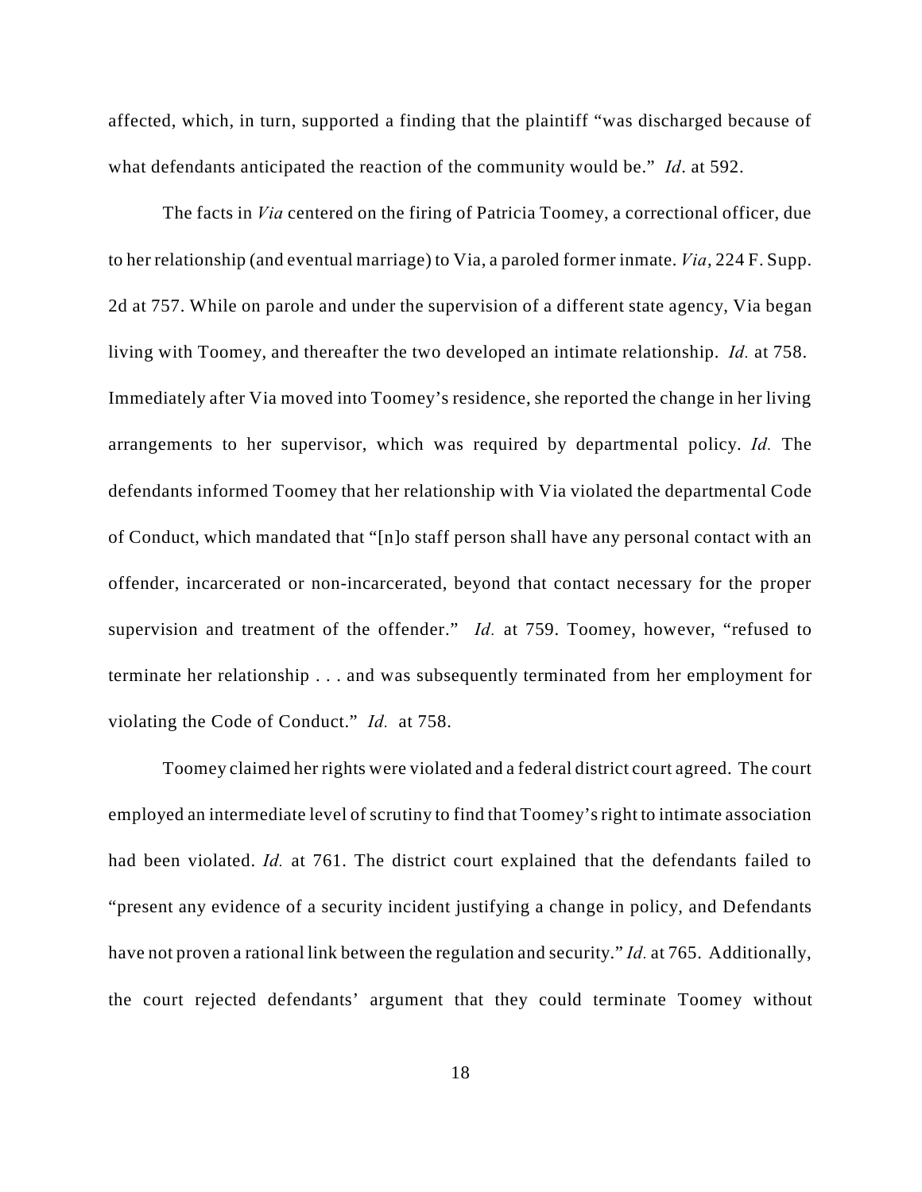affected, which, in turn, supported a finding that the plaintiff "was discharged because of what defendants anticipated the reaction of the community would be." *Id*. at 592.

The facts in *Via* centered on the firing of Patricia Toomey, a correctional officer, due to her relationship (and eventual marriage) to Via, a paroled former inmate. *Via*, 224 F. Supp. 2d at 757. While on parole and under the supervision of a different state agency, Via began living with Toomey, and thereafter the two developed an intimate relationship. *Id.* at 758. Immediately after Via moved into Toomey's residence, she reported the change in her living arrangements to her supervisor, which was required by departmental policy. *Id.* The defendants informed Toomey that her relationship with Via violated the departmental Code of Conduct, which mandated that "[n]o staff person shall have any personal contact with an offender, incarcerated or non-incarcerated, beyond that contact necessary for the proper supervision and treatment of the offender." *Id.* at 759. Toomey, however, "refused to terminate her relationship . . . and was subsequently terminated from her employment for violating the Code of Conduct." *Id.* at 758.

Toomey claimed her rights were violated and a federal district court agreed. The court employed an intermediate level of scrutiny to find that Toomey's right to intimate association had been violated. *Id.* at 761. The district court explained that the defendants failed to "present any evidence of a security incident justifying a change in policy, and Defendants have not proven a rational link between the regulation and security." *Id.* at 765. Additionally, the court rejected defendants' argument that they could terminate Toomey without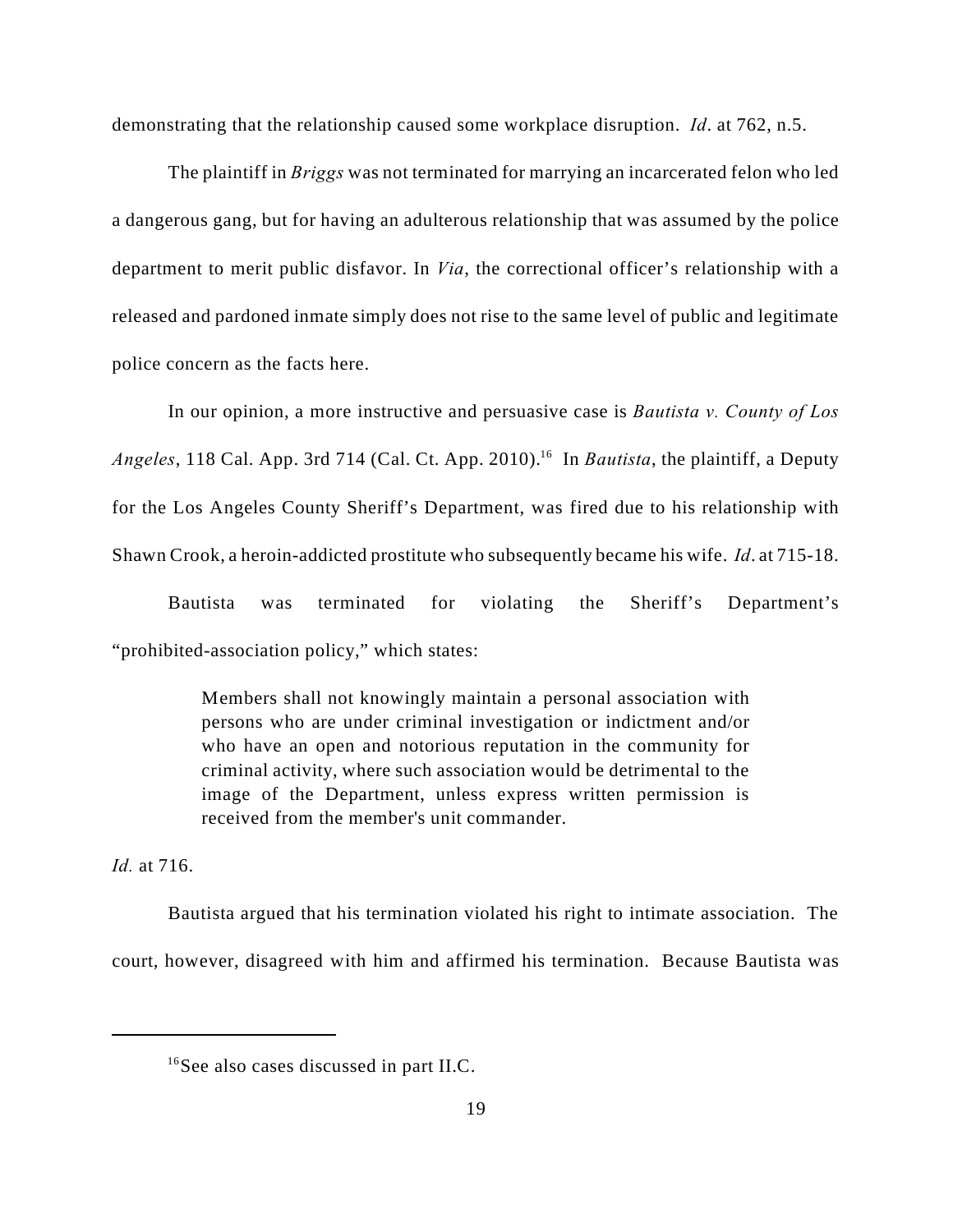demonstrating that the relationship caused some workplace disruption. *Id*. at 762, n.5.

The plaintiff in *Briggs* was not terminated for marrying an incarcerated felon who led a dangerous gang, but for having an adulterous relationship that was assumed by the police department to merit public disfavor. In *Via*, the correctional officer's relationship with a released and pardoned inmate simply does not rise to the same level of public and legitimate police concern as the facts here.

In our opinion, a more instructive and persuasive case is *Bautista v. County of Los Angeles*, 118 Cal. App. 3rd 714 (Cal. Ct. App. 2010).[16] In *Bautista*, the plaintiff, a Deputy for the Los Angeles County Sheriff's Department, was fired due to his relationship with Shawn Crook, a heroin-addicted prostitute who subsequently became his wife. *Id*. at 715-18.

Bautista was terminated for violating the Sheriff's Department's "prohibited-association policy," which states:

> Members shall not knowingly maintain a personal association with persons who are under criminal investigation or indictment and/or who have an open and notorious reputation in the community for criminal activity, where such association would be detrimental to the image of the Department, unless express written permission is received from the member's unit commander.

*Id.* at 716.

Bautista argued that his termination violated his right to intimate association. The court, however, disagreed with him and affirmed his termination. Because Bautista was

---

[16] See also cases discussed in part II.C.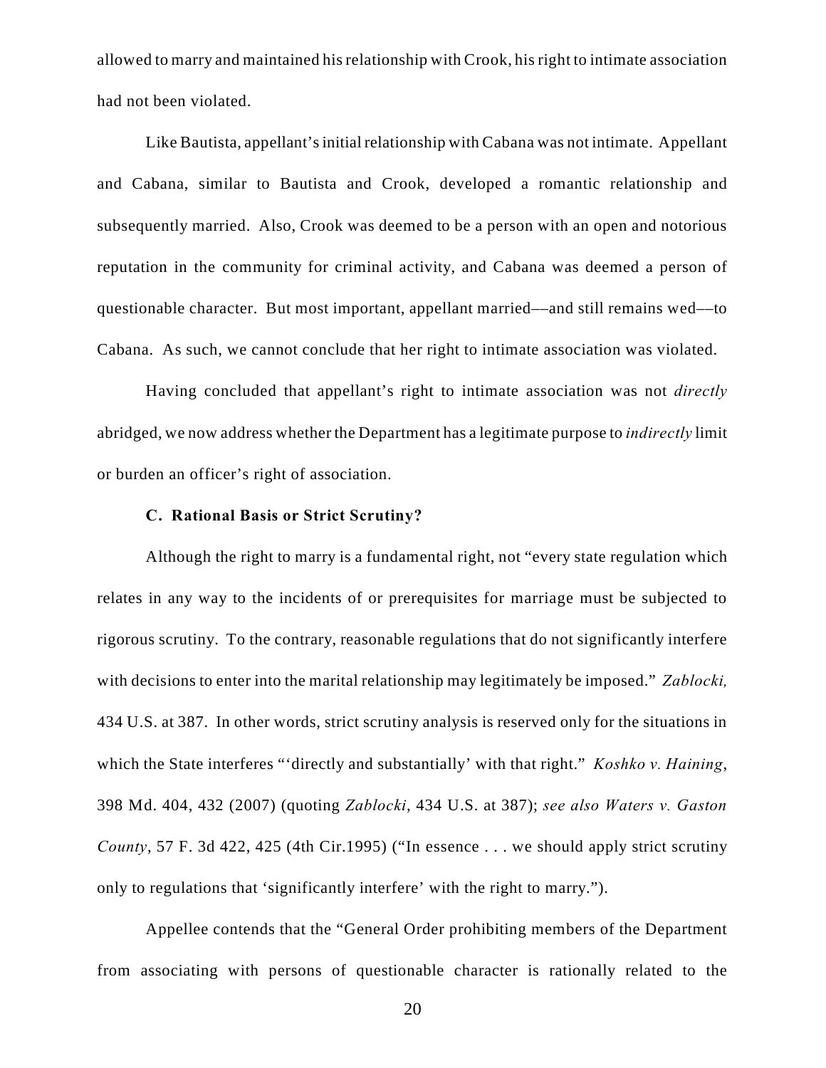allowed to marry and maintained his relationship with Crook, his right to intimate association had not been violated.

Like Bautista, appellant's initial relationship with Cabana was not intimate. Appellant and Cabana, similar to Bautista and Crook, developed a romantic relationship and subsequently married. Also, Crook was deemed to be a person with an open and notorious reputation in the community for criminal activity, and Cabana was deemed a person of questionable character. But most important, appellant married––and still remains wed––to Cabana. As such, we cannot conclude that her right to intimate association was violated.

Having concluded that appellant's right to intimate association was not *directly* abridged, we now address whether the Department has a legitimate purpose to *indirectly* limit or burden an officer's right of association.

### C. Rational Basis or Strict Scrutiny?

Although the right to marry is a fundamental right, not "every state regulation which relates in any way to the incidents of or prerequisites for marriage must be subjected to rigorous scrutiny. To the contrary, reasonable regulations that do not significantly interfere with decisions to enter into the marital relationship may legitimately be imposed." *Zablocki,* 434 U.S. at 387. In other words, strict scrutiny analysis is reserved only for the situations in which the State interferes "'directly and substantially' with that right." *Koshko v. Haining*, 398 Md. 404, 432 (2007) (quoting *Zablocki*, 434 U.S. at 387); *see also Waters v. Gaston County*, 57 F. 3d 422, 425 (4th Cir.1995) ("In essence . . . we should apply strict scrutiny only to regulations that 'significantly interfere' with the right to marry.").

Appellee contends that the "General Order prohibiting members of the Department from associating with persons of questionable character is rationally related to the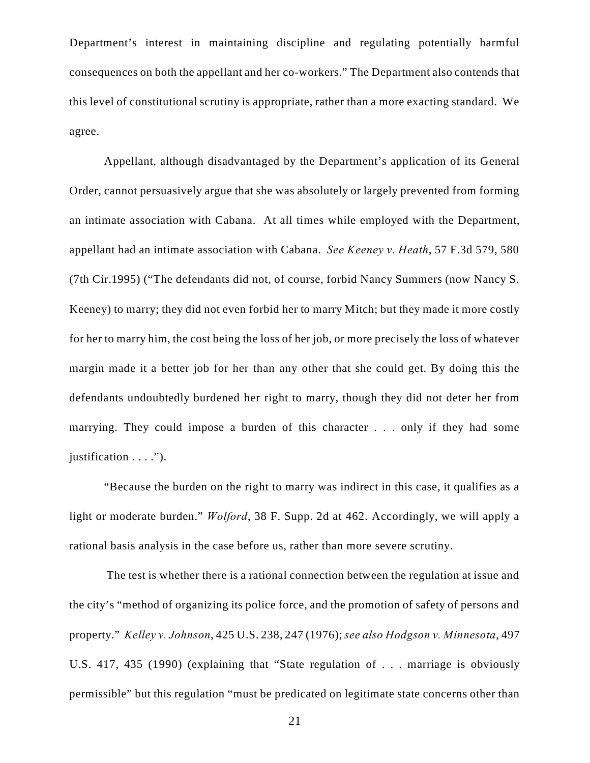Department's interest in maintaining discipline and regulating potentially harmful consequences on both the appellant and her co-workers." The Department also contends that this level of constitutional scrutiny is appropriate, rather than a more exacting standard. We agree.

Appellant, although disadvantaged by the Department's application of its General Order, cannot persuasively argue that she was absolutely or largely prevented from forming an intimate association with Cabana. At all times while employed with the Department, appellant had an intimate association with Cabana. *See Keeney v. Heath*, 57 F.3d 579, 580 (7th Cir.1995) ("The defendants did not, of course, forbid Nancy Summers (now Nancy S. Keeney) to marry; they did not even forbid her to marry Mitch; but they made it more costly for her to marry him, the cost being the loss of her job, or more precisely the loss of whatever margin made it a better job for her than any other that she could get. By doing this the defendants undoubtedly burdened her right to marry, though they did not deter her from marrying. They could impose a burden of this character . . . only if they had some justification . . . .").

"Because the burden on the right to marry was indirect in this case, it qualifies as a light or moderate burden." *Wolford*, 38 F. Supp. 2d at 462. Accordingly, we will apply a rational basis analysis in the case before us, rather than more severe scrutiny.

The test is whether there is a rational connection between the regulation at issue and the city's "method of organizing its police force, and the promotion of safety of persons and property." *Kelley v. Johnson*, 425 U.S. 238, 247 (1976); *see also Hodgson v. Minnesota*, 497 U.S. 417, 435 (1990) (explaining that "State regulation of . . . marriage is obviously permissible" but this regulation "must be predicated on legitimate state concerns other than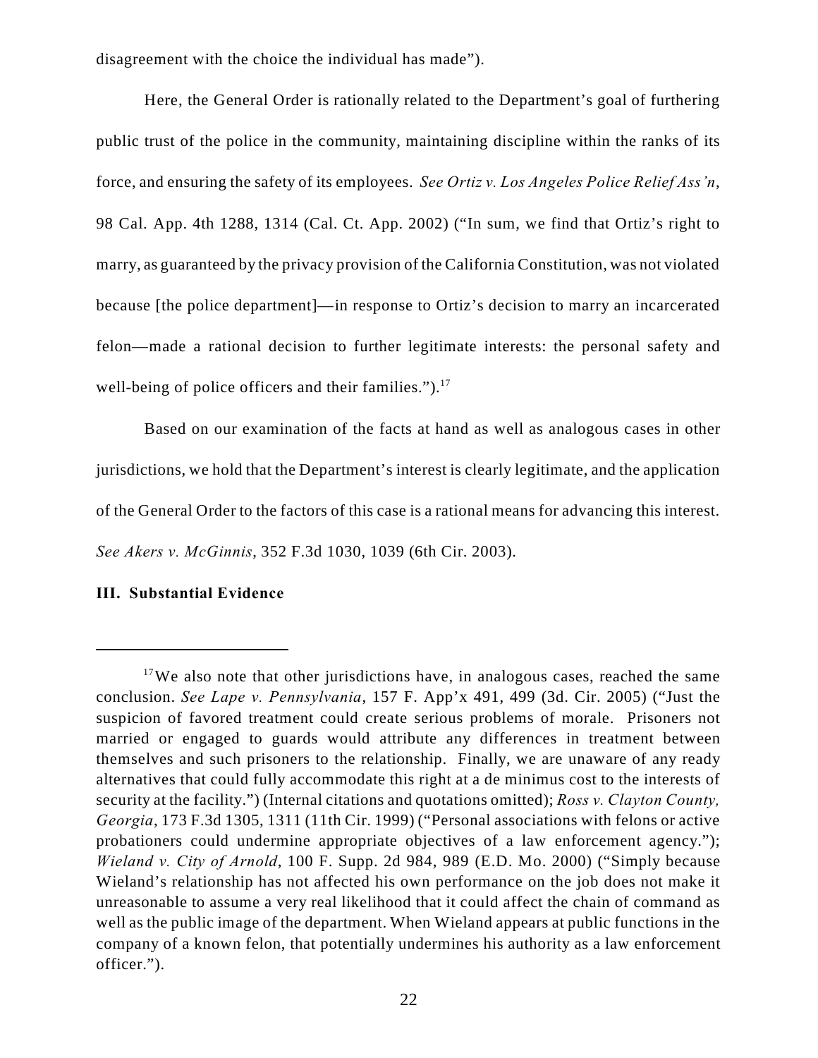disagreement with the choice the individual has made").

Here, the General Order is rationally related to the Department's goal of furthering public trust of the police in the community, maintaining discipline within the ranks of its force, and ensuring the safety of its employees. *See Ortiz v. Los Angeles Police Relief Ass'n*, 98 Cal. App. 4th 1288, 1314 (Cal. Ct. App. 2002) ("In sum, we find that Ortiz's right to marry, as guaranteed by the privacy provision of the California Constitution, was not violated because [the police department]—in response to Ortiz's decision to marry an incarcerated felon—made a rational decision to further legitimate interests: the personal safety and well-being of police officers and their families.").[17]

Based on our examination of the facts at hand as well as analogous cases in other jurisdictions, we hold that the Department's interest is clearly legitimate, and the application of the General Order to the factors of this case is a rational means for advancing this interest. *See Akers v. McGinnis*, 352 F.3d 1030, 1039 (6th Cir. 2003).

**III. Substantial Evidence**

---

[17] We also note that other jurisdictions have, in analogous cases, reached the same conclusion. *See Lape v. Pennsylvania*, 157 F. App'x 491, 499 (3d. Cir. 2005) ("Just the suspicion of favored treatment could create serious problems of morale. Prisoners not married or engaged to guards would attribute any differences in treatment between themselves and such prisoners to the relationship. Finally, we are unaware of any ready alternatives that could fully accommodate this right at a de minimus cost to the interests of security at the facility.") (Internal citations and quotations omitted); *Ross v. Clayton County, Georgia*, 173 F.3d 1305, 1311 (11th Cir. 1999) ("Personal associations with felons or active probationers could undermine appropriate objectives of a law enforcement agency."); *Wieland v. City of Arnold*, 100 F. Supp. 2d 984, 989 (E.D. Mo. 2000) ("Simply because Wieland's relationship has not affected his own performance on the job does not make it unreasonable to assume a very real likelihood that it could affect the chain of command as well as the public image of the department. When Wieland appears at public functions in the company of a known felon, that potentially undermines his authority as a law enforcement officer.").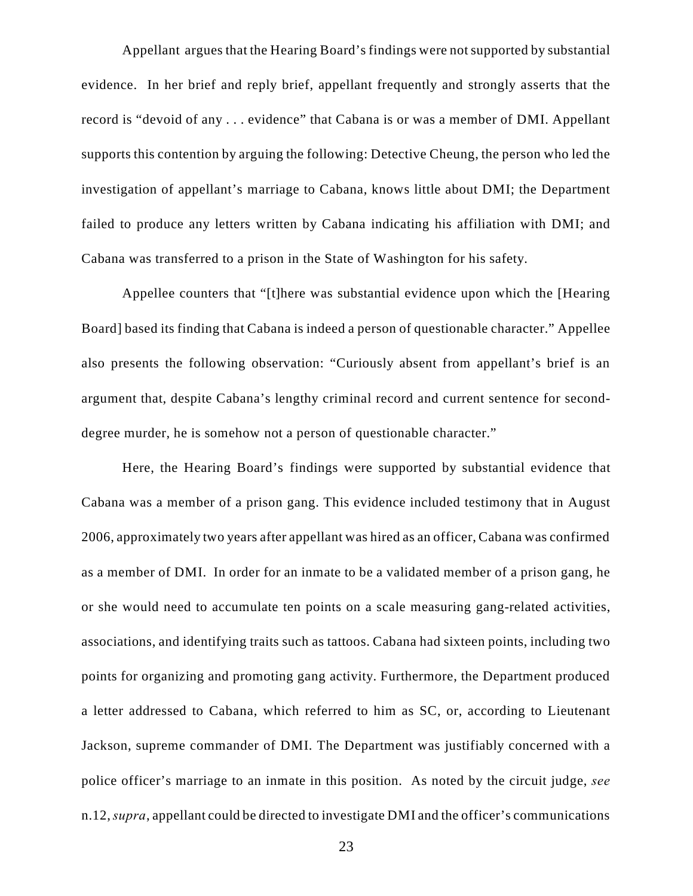Appellant argues that the Hearing Board's findings were not supported by substantial evidence. In her brief and reply brief, appellant frequently and strongly asserts that the record is "devoid of any . . . evidence" that Cabana is or was a member of DMI. Appellant supports this contention by arguing the following: Detective Cheung, the person who led the investigation of appellant's marriage to Cabana, knows little about DMI; the Department failed to produce any letters written by Cabana indicating his affiliation with DMI; and Cabana was transferred to a prison in the State of Washington for his safety.

Appellee counters that "[t]here was substantial evidence upon which the [Hearing Board] based its finding that Cabana is indeed a person of questionable character." Appellee also presents the following observation: "Curiously absent from appellant's brief is an argument that, despite Cabana's lengthy criminal record and current sentence for second-degree murder, he is somehow not a person of questionable character."

Here, the Hearing Board's findings were supported by substantial evidence that Cabana was a member of a prison gang. This evidence included testimony that in August 2006, approximately two years after appellant was hired as an officer, Cabana was confirmed as a member of DMI. In order for an inmate to be a validated member of a prison gang, he or she would need to accumulate ten points on a scale measuring gang-related activities, associations, and identifying traits such as tattoos. Cabana had sixteen points, including two points for organizing and promoting gang activity. Furthermore, the Department produced a letter addressed to Cabana, which referred to him as SC, or, according to Lieutenant Jackson, supreme commander of DMI. The Department was justifiably concerned with a police officer's marriage to an inmate in this position. As noted by the circuit judge, *see* n.12, *supra*, appellant could be directed to investigate DMI and the officer's communications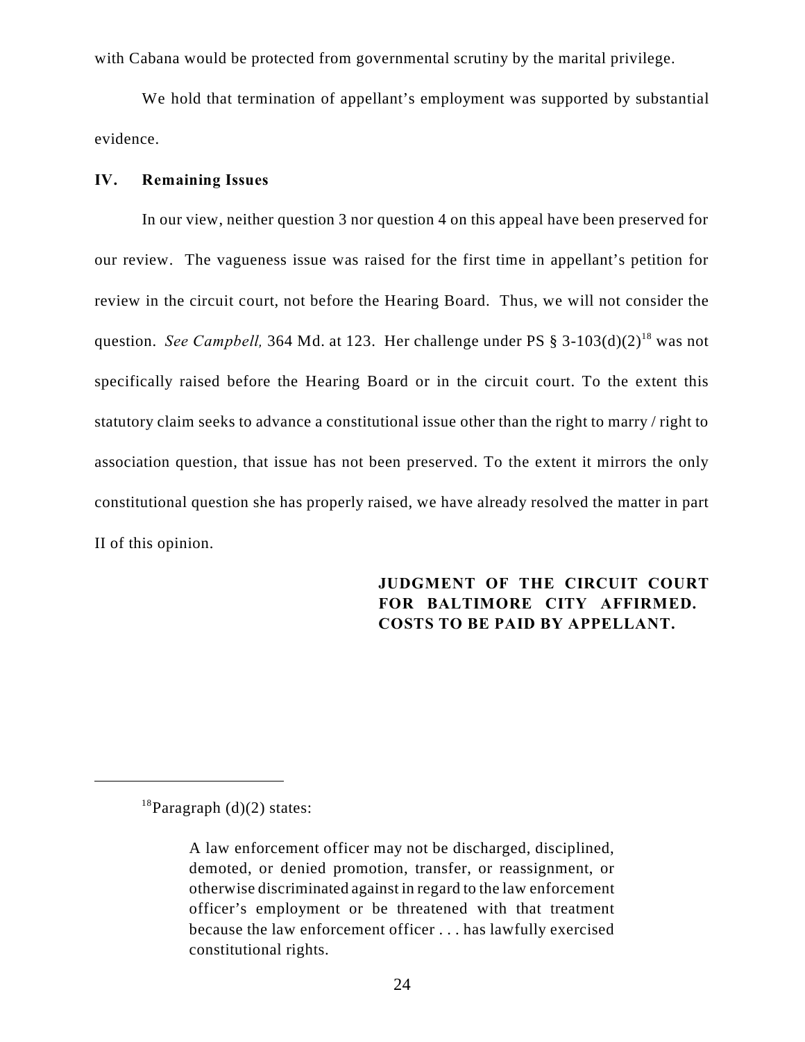with Cabana would be protected from governmental scrutiny by the marital privilege.

We hold that termination of appellant's employment was supported by substantial evidence.

### IV. Remaining Issues

In our view, neither question 3 nor question 4 on this appeal have been preserved for our review. The vagueness issue was raised for the first time in appellant's petition for review in the circuit court, not before the Hearing Board. Thus, we will not consider the question. *See Campbell,* 364 Md. at 123. Her challenge under PS § 3-103(d)(2)[18] was not specifically raised before the Hearing Board or in the circuit court. To the extent this statutory claim seeks to advance a constitutional issue other than the right to marry / right to association question, that issue has not been preserved. To the extent it mirrors the only constitutional question she has properly raised, we have already resolved the matter in part II of this opinion.

**JUDGMENT OF THE CIRCUIT COURT FOR BALTIMORE CITY AFFIRMED. COSTS TO BE PAID BY APPELLANT.**

---

[18] Paragraph (d)(2) states:

> A law enforcement officer may not be discharged, disciplined, demoted, or denied promotion, transfer, or reassignment, or otherwise discriminated against in regard to the law enforcement officer's employment or be threatened with that treatment because the law enforcement officer . . . has lawfully exercised constitutional rights.